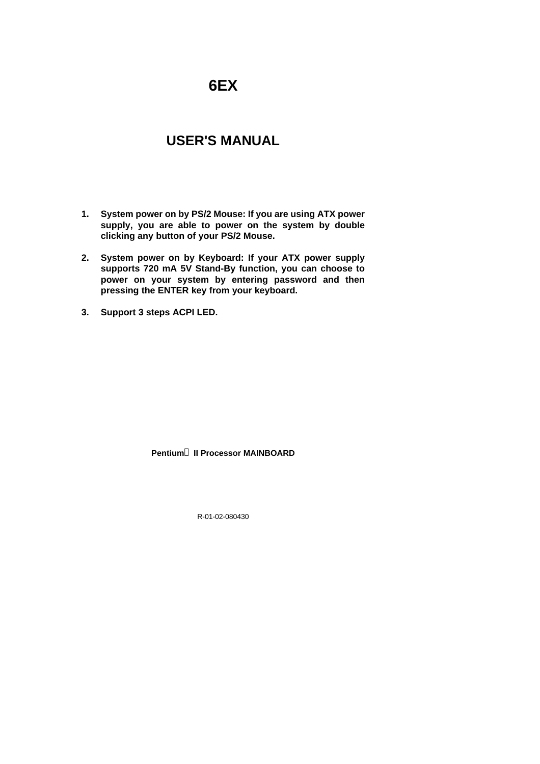# 6EX

# USER'S MANUAL

1. **System power on by PS/2 Mouse: If you are using ATX power supply, you are able to power on the system by double clicking any button of your PS/2 Mouse.**

2. **System power on by Keyboard: If your ATX power supply supports 720 mA 5V Stand-By function, you can choose to power on your system by entering password and then pressing the ENTER key from your keyboard.**

3. **Support 3 steps ACPI LED.**

**Pentium® II Processor MAINBOARD**

R-01-02-080430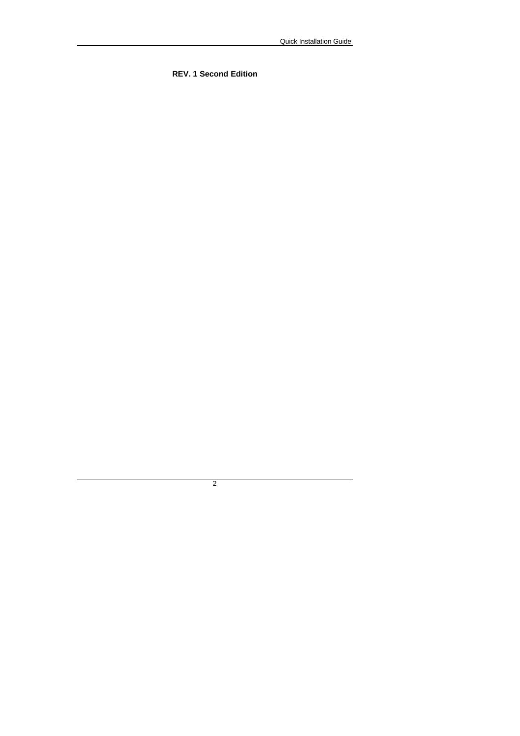**REV. 1 Second Edition**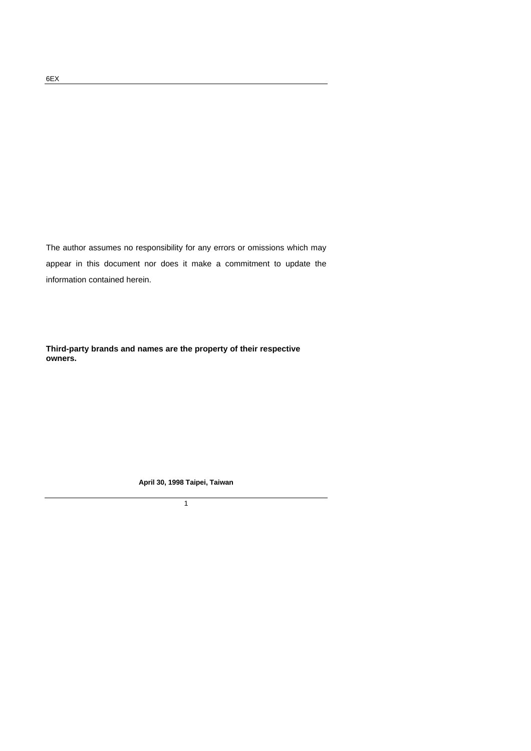The author assumes no responsibility for any errors or omissions which may appear in this document nor does it make a commitment to update the information contained herein.

**Third-party brands and names are the property of their respective owners.**

**April 30, 1998 Taipei, Taiwan**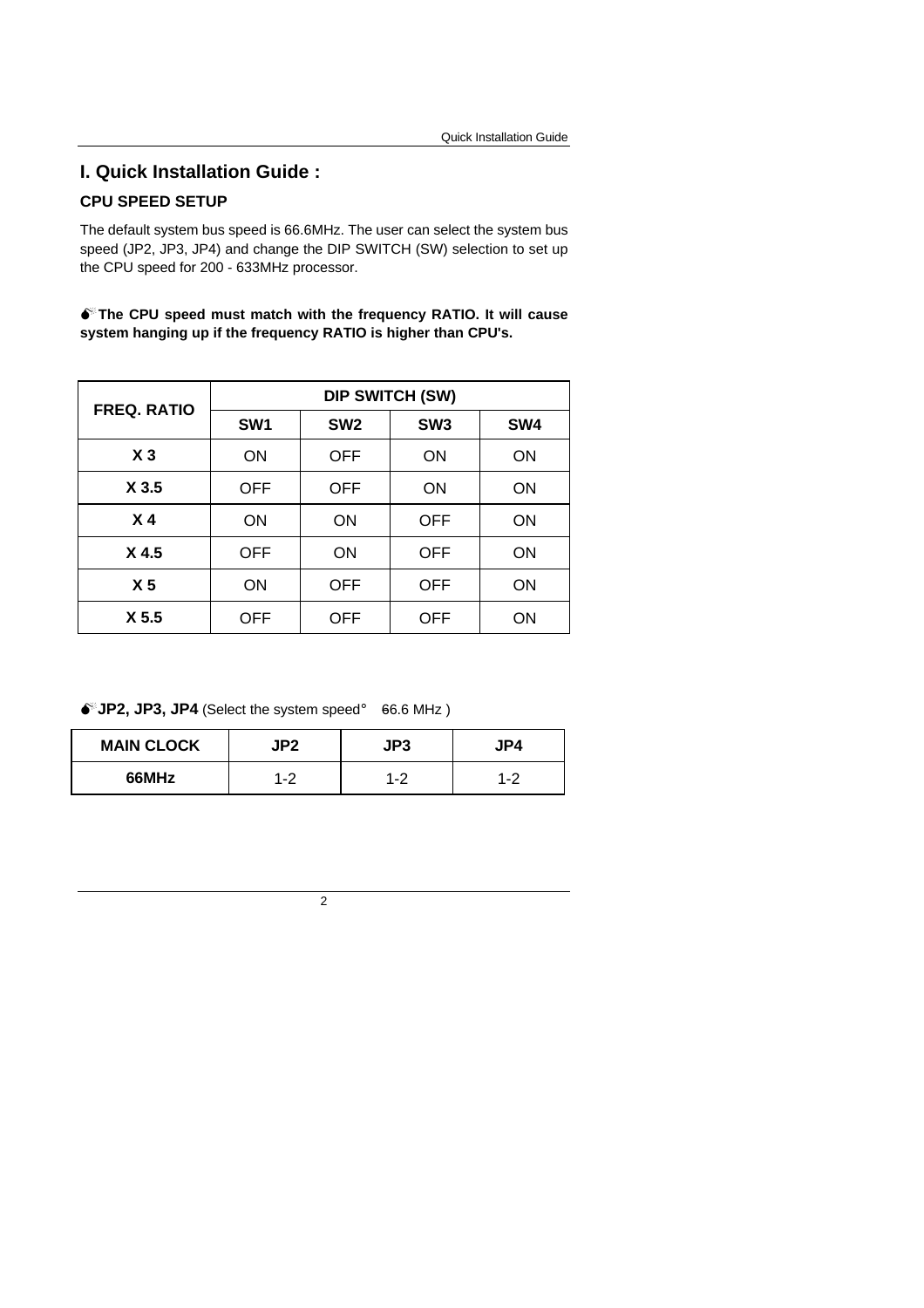# I. Quick Installation Guide :

### CPU SPEED SETUP

The default system bus speed is 66.6MHz. The user can select the system bus speed (JP2, JP3, JP4) and change the DIP SWITCH (SW) selection to set up the CPU speed for 200 - 633MHz processor.

**The CPU speed must match with the frequency RATIO. It will cause system hanging up if the frequency RATIO is higher than CPU's.**

| FREQ. RATIO | DIP SWITCH (SW) | | | |
|---|---|---|---|---|
| | SW1 | SW2 | SW3 | SW4 |
| X 3 | ON | OFF | ON | ON |
| X 3.5 | OFF | OFF | ON | ON |
| X 4 | ON | ON | OFF | ON |
| X 4.5 | OFF | ON | OFF | ON |
| X 5 | ON | OFF | OFF | ON |
| X 5.5 | OFF | OFF | OFF | ON |

**JP2, JP3, JP4** (Select the system speed° 66.6 MHz )

| MAIN CLOCK | JP2 | JP3 | JP4 |
|---|---|---|---|
| 66MHz | 1-2 | 1-2 | 1-2 |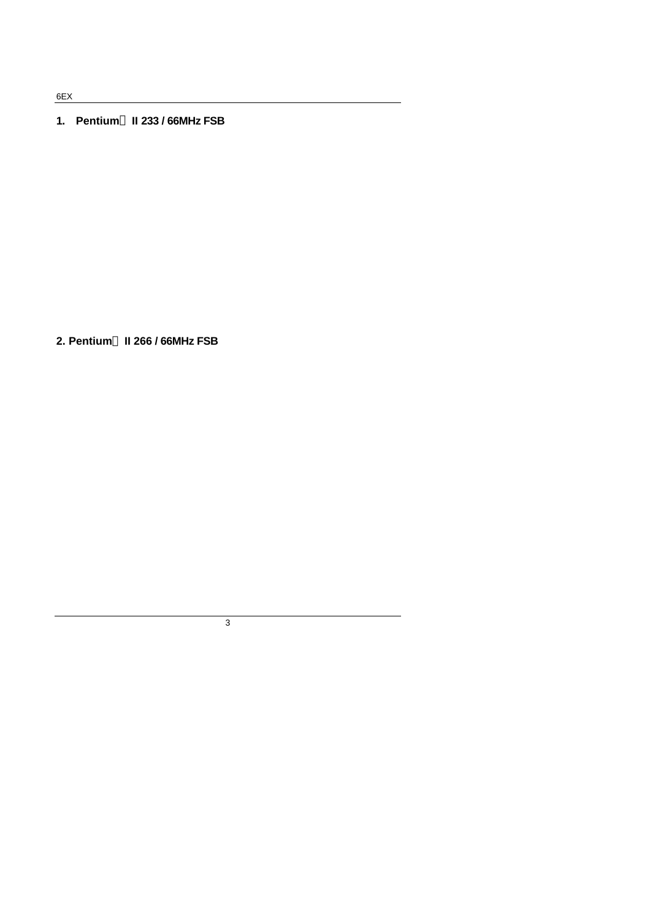1. **Pentium II 233 / 66MHz FSB**

2. **Pentium II 266 / 66MHz FSB**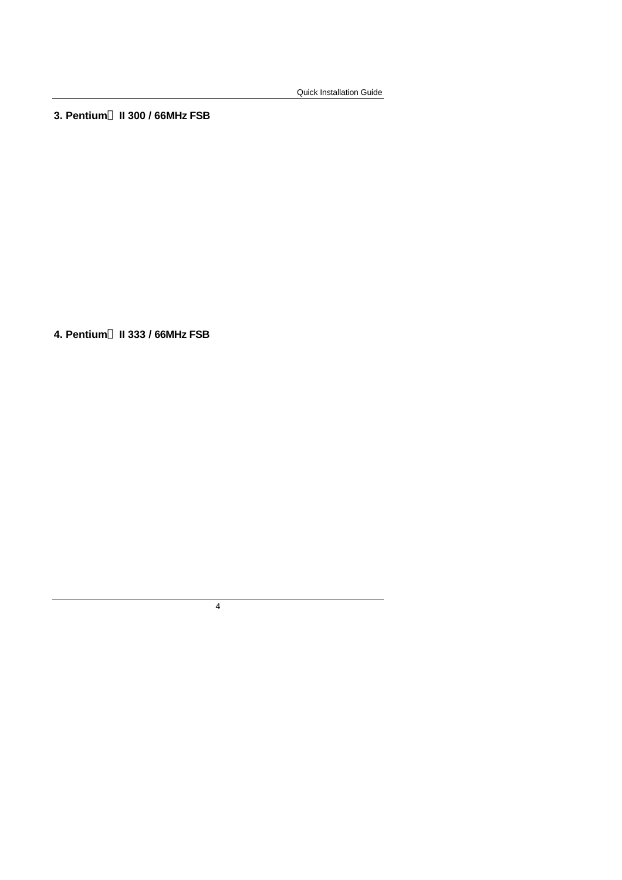### 3. Pentium II 300 / 66MHz FSB

### 4. Pentium II 333 / 66MHz FSB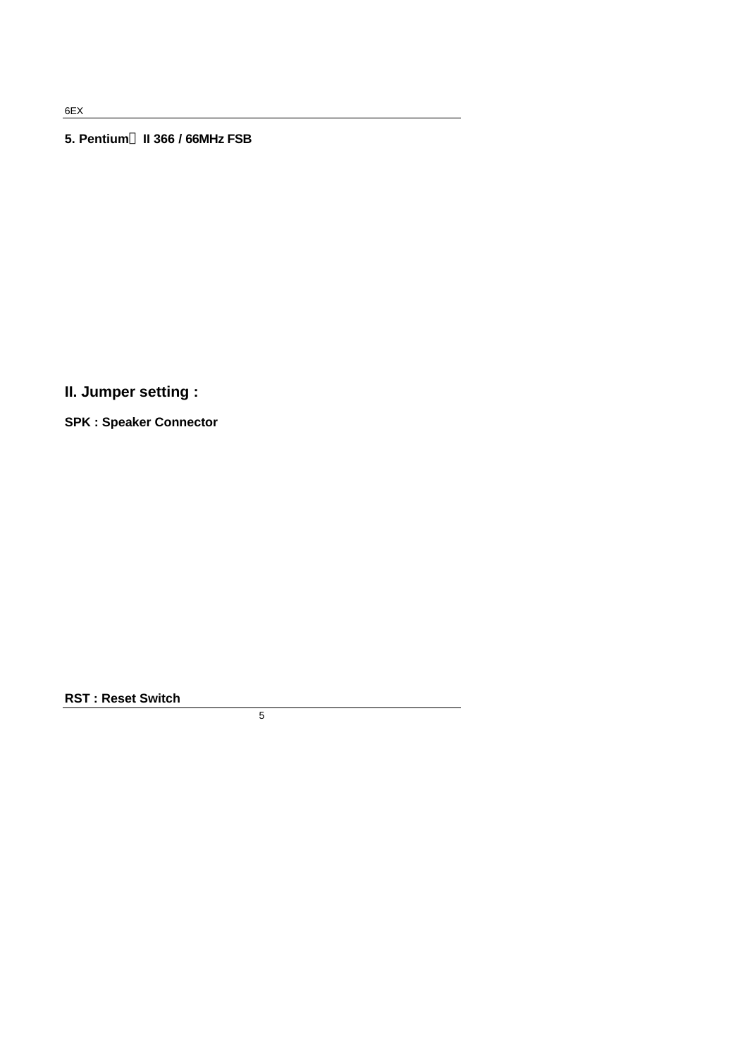**5. Pentium II 366 / 66MHz FSB**

## II. Jumper setting :

**SPK : Speaker Connector**

**RST : Reset Switch**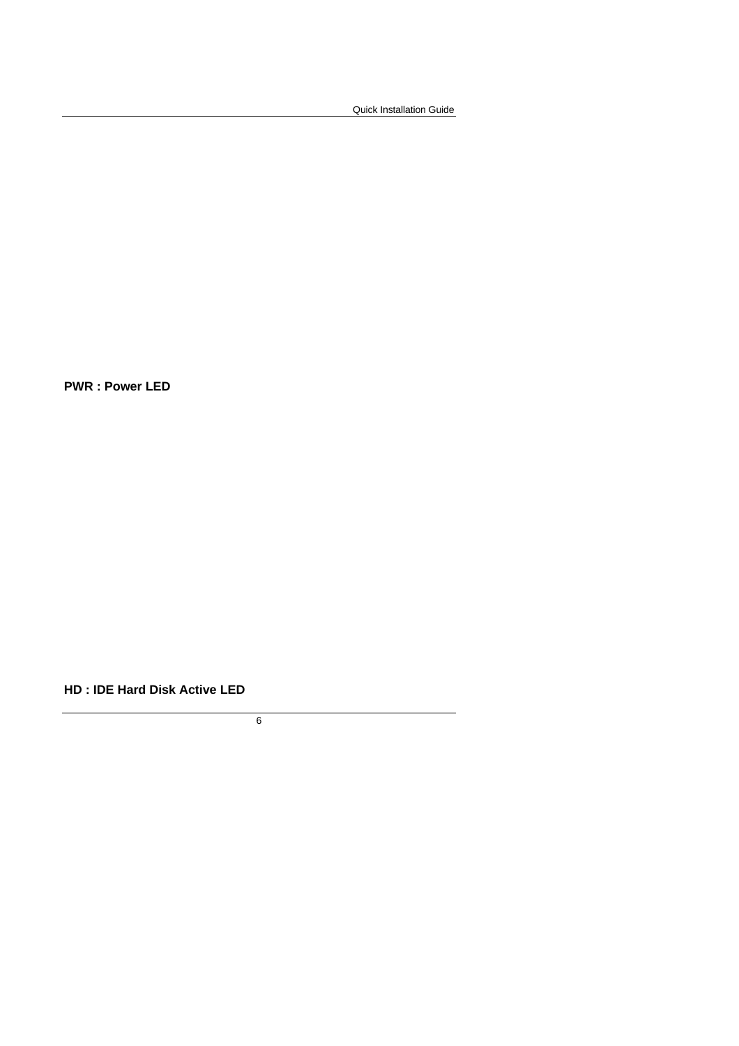**PWR : Power LED**

**HD : IDE Hard Disk Active LED**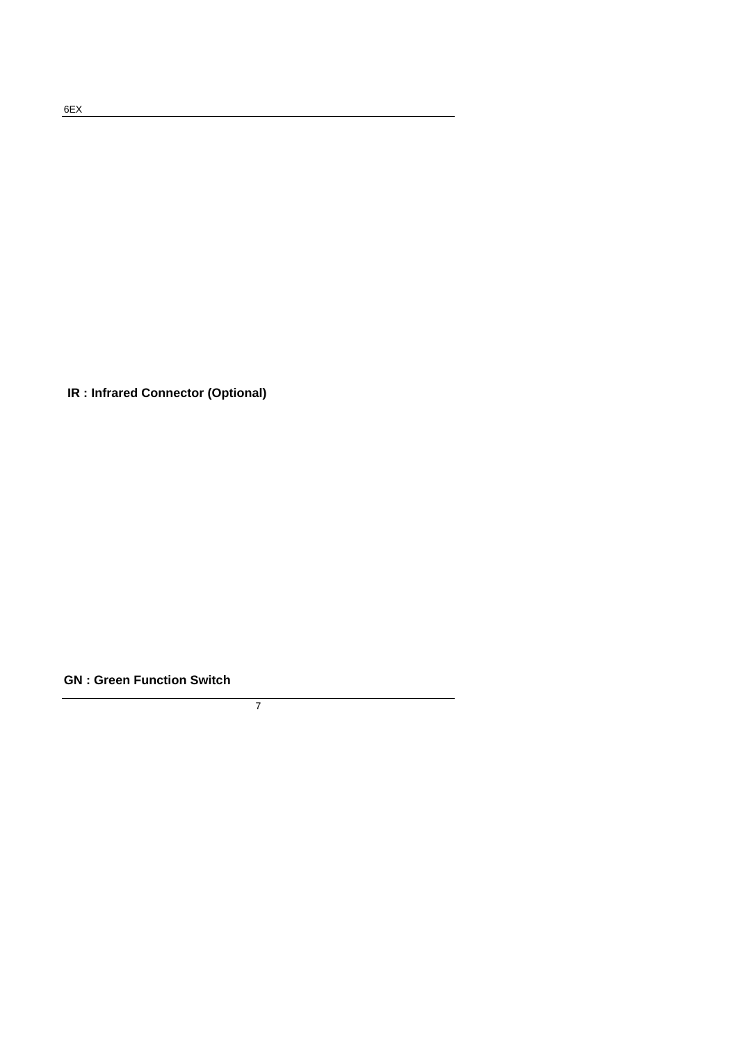**IR : Infrared Connector (Optional)**

**GN : Green Function Switch**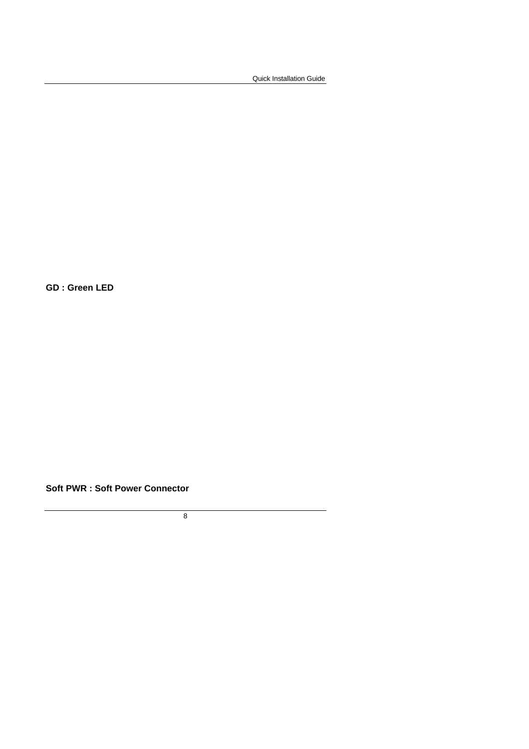**GD : Green LED**

**Soft PWR : Soft Power Connector**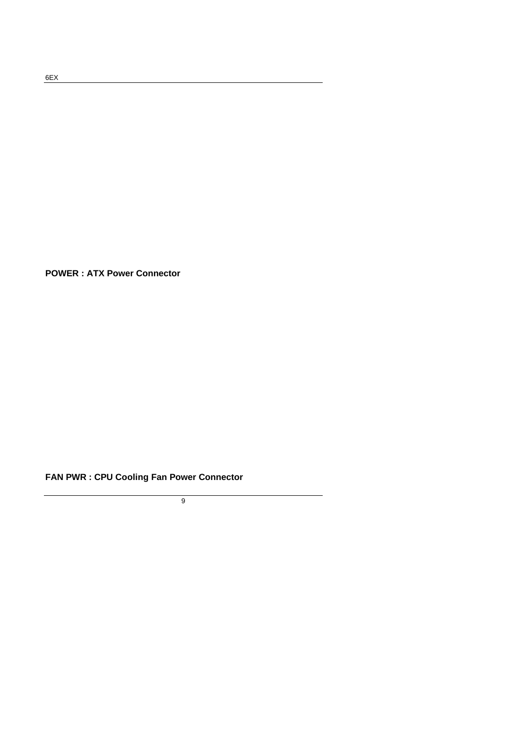**POWER : ATX Power Connector**

**FAN PWR : CPU Cooling Fan Power Connector**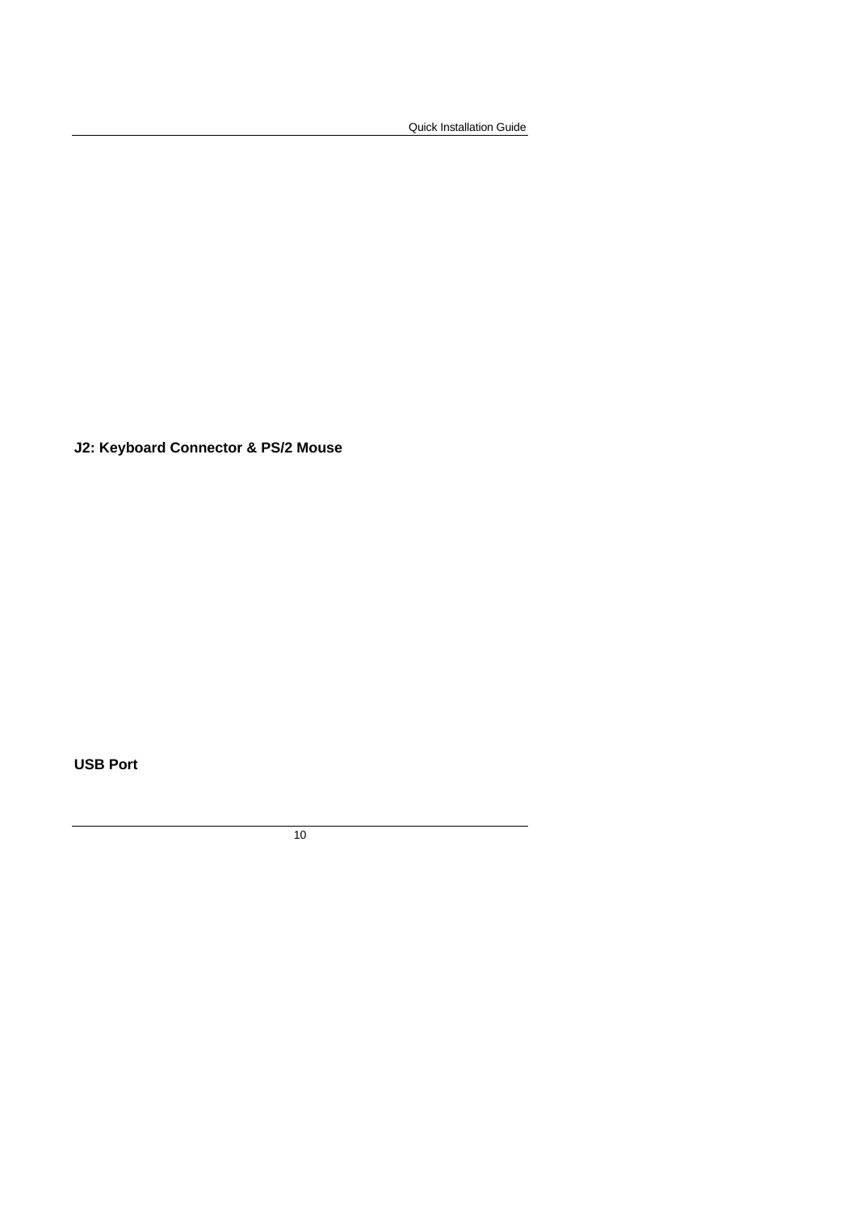**J2: Keyboard Connector & PS/2 Mouse**

**USB Port**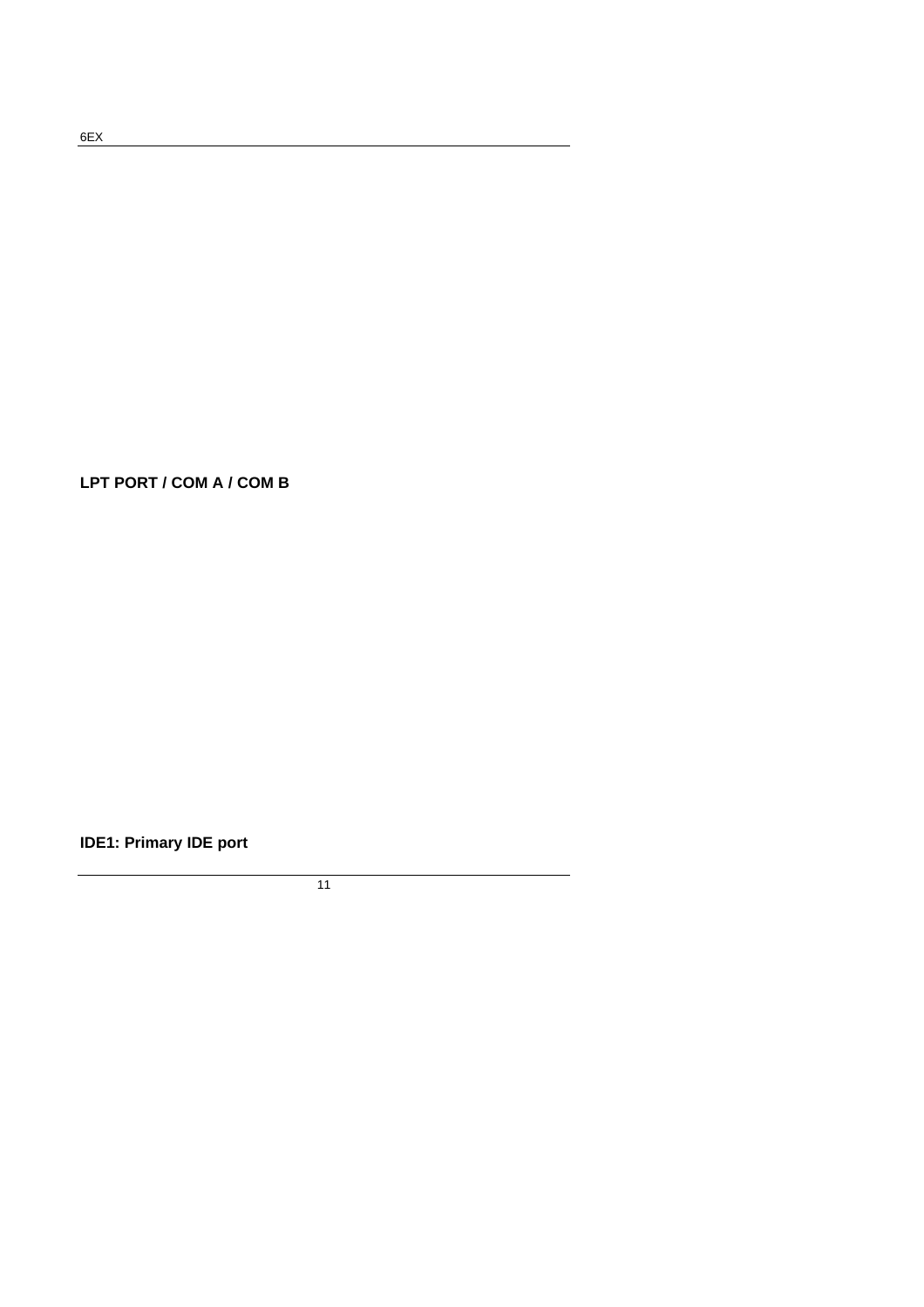**LPT PORT / COM A / COM B**

**IDE1: Primary IDE port**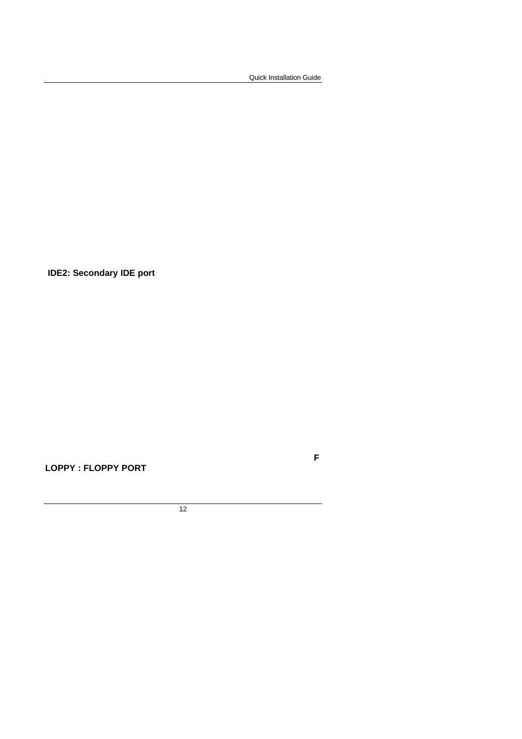**IDE2: Secondary IDE port**

**F**

**LOPPY : FLOPPY PORT**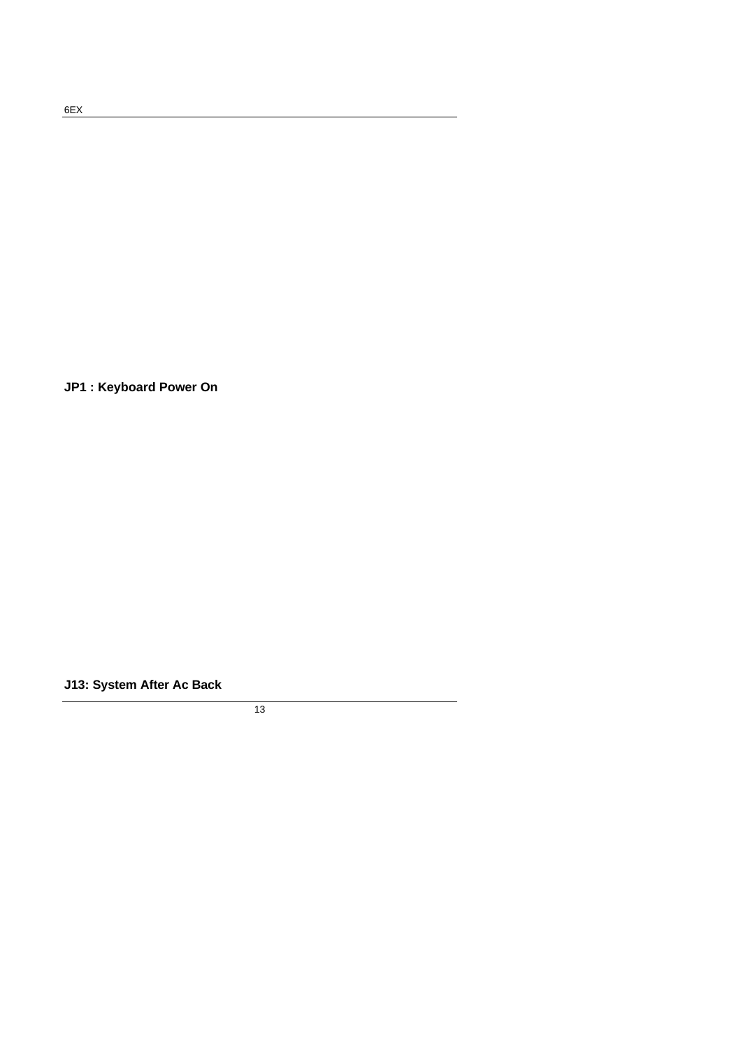**JP1 : Keyboard Power On**

**J13: System After Ac Back**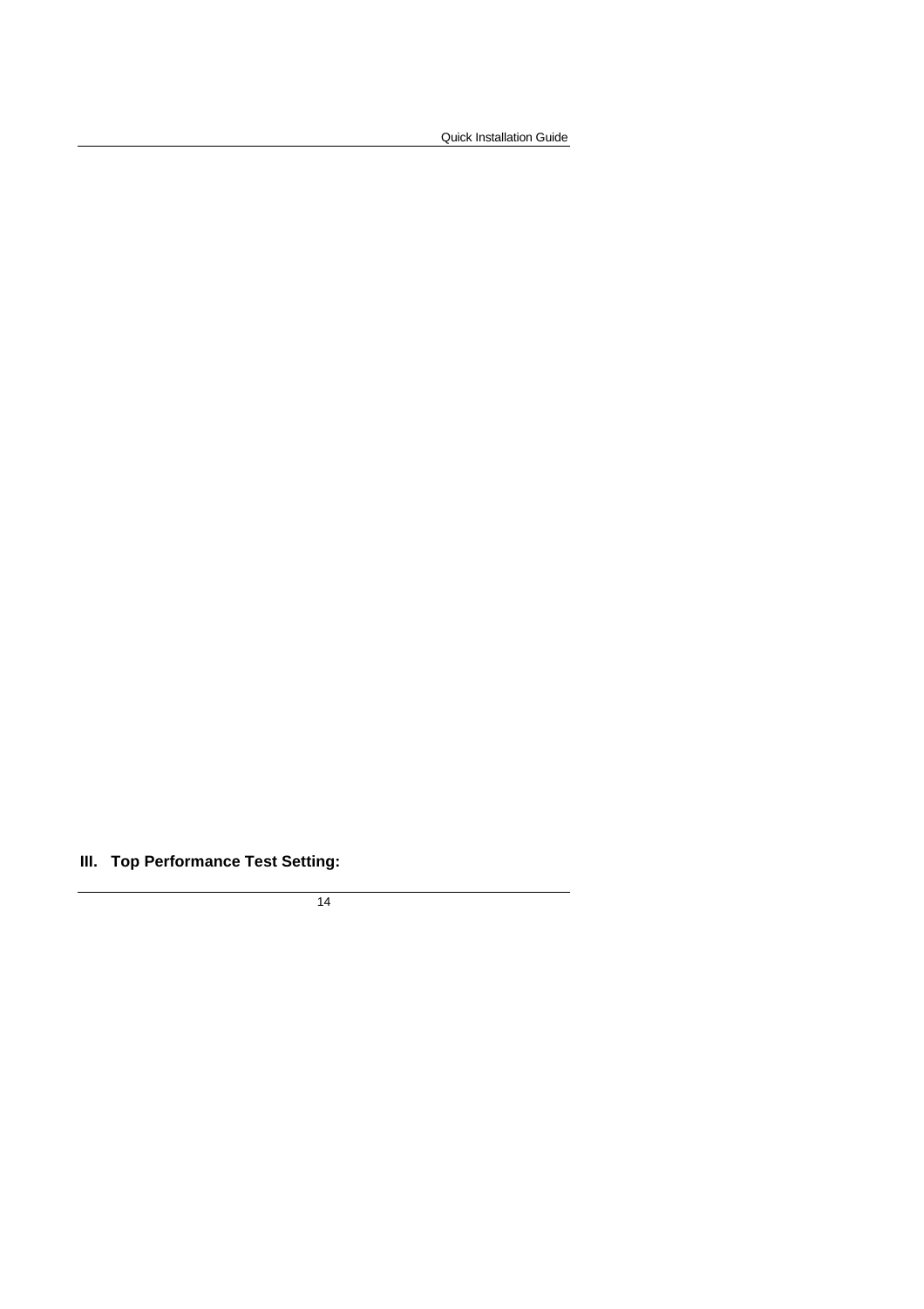## III. Top Performance Test Setting: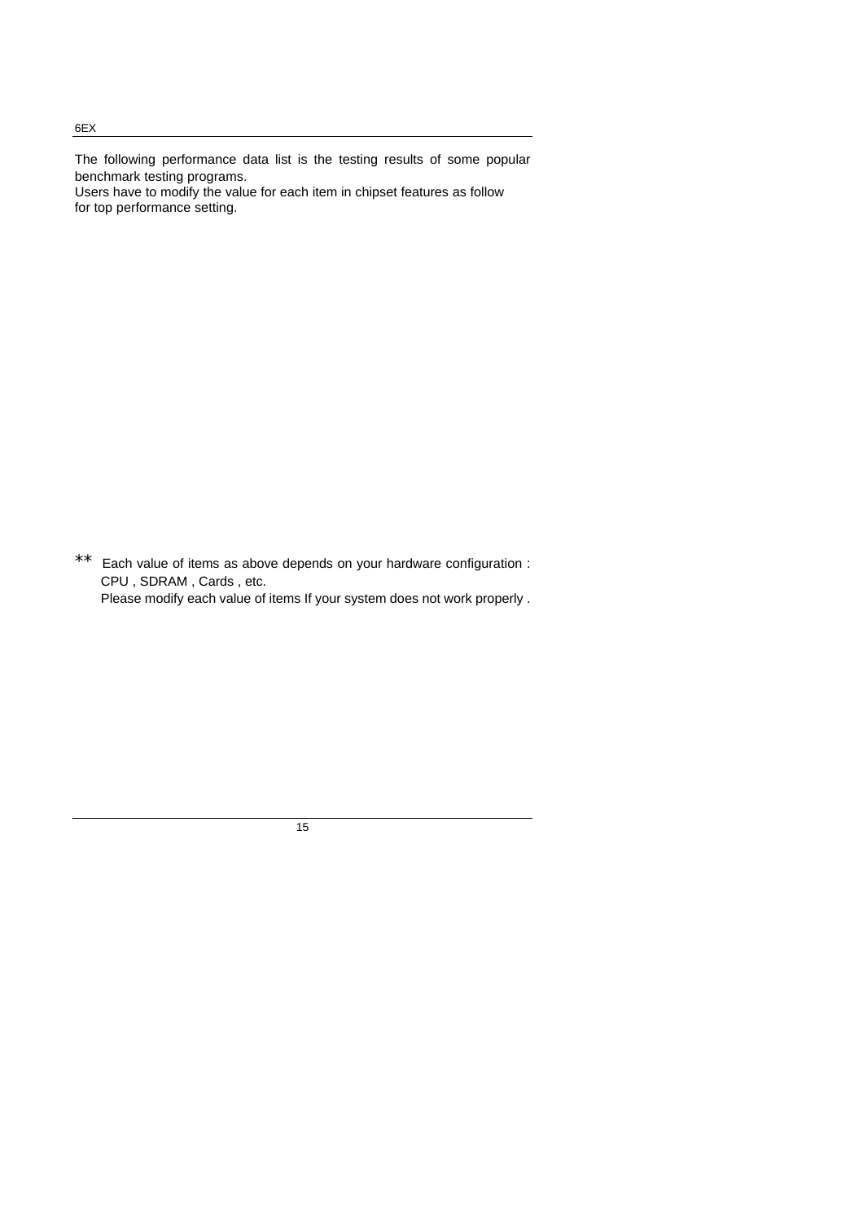The following performance data list is the testing results of some popular benchmark testing programs.
Users have to modify the value for each item in chipset features as follow for top performance setting.

** Each value of items as above depends on your hardware configuration : CPU , SDRAM , Cards , etc.
Please modify each value of items If your system does not work properly .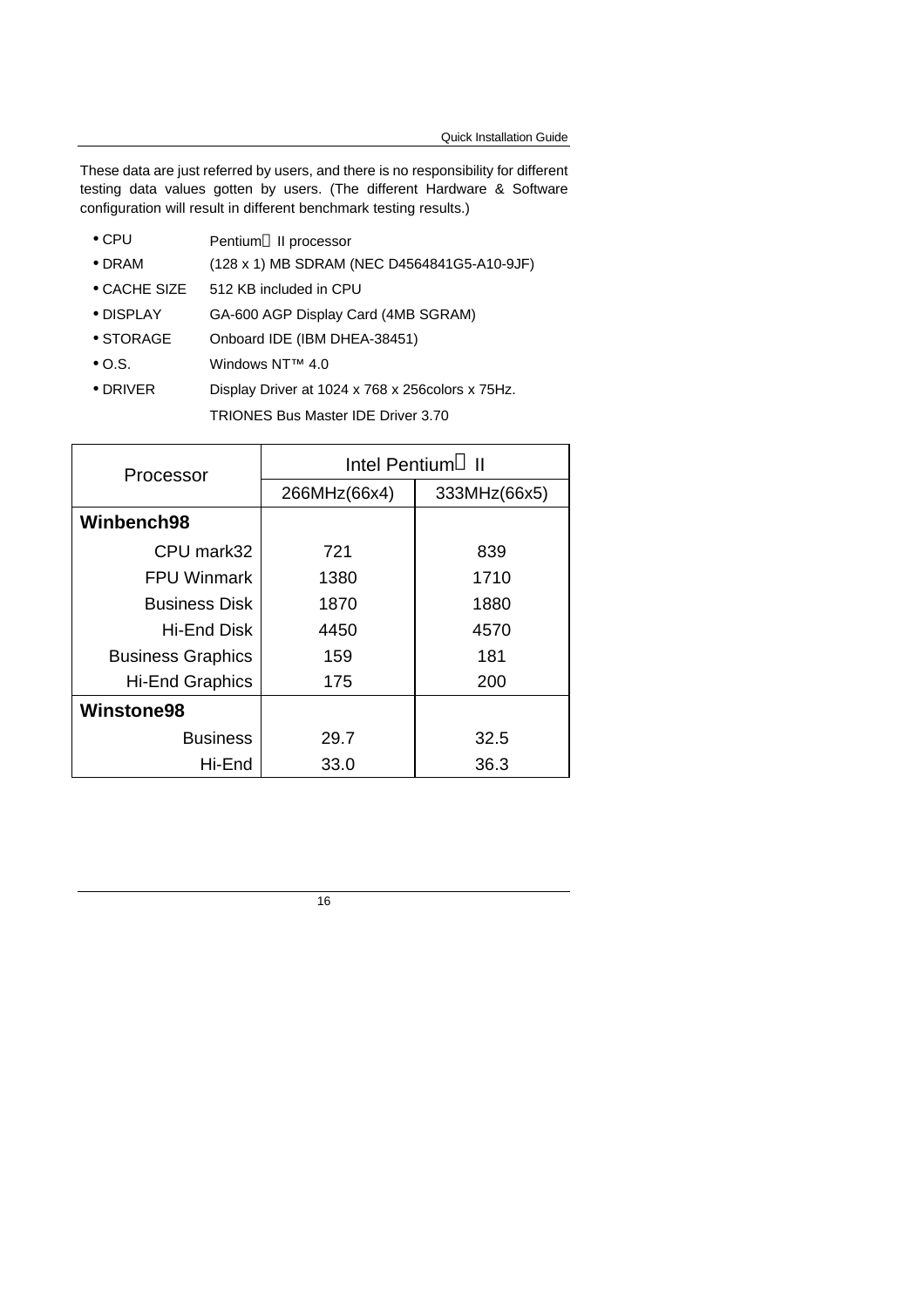These data are just referred by users, and there is no responsibility for different testing data values gotten by users. (The different Hardware & Software configuration will result in different benchmark testing results.)

- CPU Pentium II processor
- DRAM (128 x 1) MB SDRAM (NEC D4564841G5-A10-9JF)
- CACHE SIZE 512 KB included in CPU
- DISPLAY GA-600 AGP Display Card (4MB SGRAM)
- STORAGE Onboard IDE (IBM DHEA-38451)
- O.S. Windows NT™ 4.0
- DRIVER Display Driver at 1024 x 768 x 256colors x 75Hz.
  TRIONES Bus Master IDE Driver 3.70

| Processor | Intel Pentium II | |
|---|---|---|
| | 266MHz(66x4) | 333MHz(66x5) |
| **Winbench98** | | |
| CPU mark32 | 721 | 839 |
| FPU Winmark | 1380 | 1710 |
| Business Disk | 1870 | 1880 |
| Hi-End Disk | 4450 | 4570 |
| Business Graphics | 159 | 181 |
| Hi-End Graphics | 175 | 200 |
| **Winstone98** | | |
| Business | 29.7 | 32.5 |
| Hi-End | 33.0 | 36.3 |